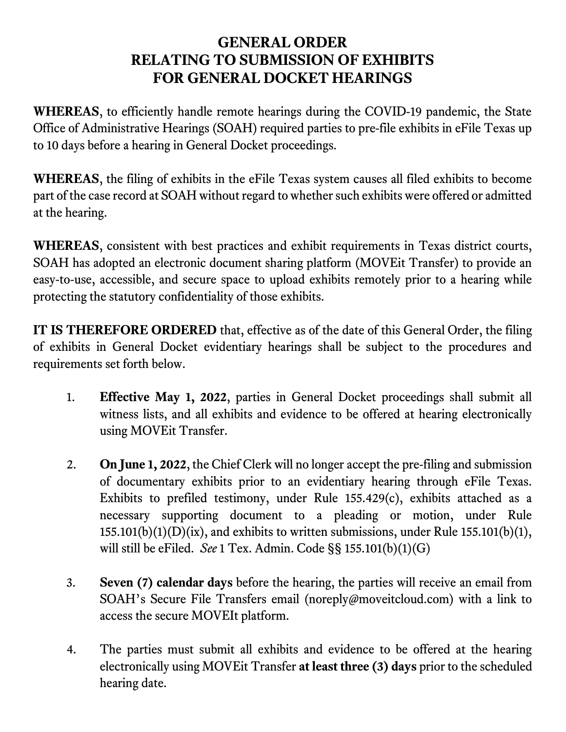# GENERAL ORDER
# RELATING TO SUBMISSION OF EXHIBITS
# FOR GENERAL DOCKET HEARINGS

**WHEREAS**, to efficiently handle remote hearings during the COVID-19 pandemic, the State Office of Administrative Hearings (SOAH) required parties to pre-file exhibits in eFile Texas up to 10 days before a hearing in General Docket proceedings.

**WHEREAS**, the filing of exhibits in the eFile Texas system causes all filed exhibits to become part of the case record at SOAH without regard to whether such exhibits were offered or admitted at the hearing.

**WHEREAS**, consistent with best practices and exhibit requirements in Texas district courts, SOAH has adopted an electronic document sharing platform (MOVEit Transfer) to provide an easy-to-use, accessible, and secure space to upload exhibits remotely prior to a hearing while protecting the statutory confidentiality of those exhibits.

**IT IS THEREFORE ORDERED** that, effective as of the date of this General Order, the filing of exhibits in General Docket evidentiary hearings shall be subject to the procedures and requirements set forth below.

1. **Effective May 1, 2022**, parties in General Docket proceedings shall submit all witness lists, and all exhibits and evidence to be offered at hearing electronically using MOVEit Transfer.

2. **On June 1, 2022**, the Chief Clerk will no longer accept the pre-filing and submission of documentary exhibits prior to an evidentiary hearing through eFile Texas. Exhibits to prefiled testimony, under Rule 155.429(c), exhibits attached as a necessary supporting document to a pleading or motion, under Rule 155.101(b)(1)(D)(ix), and exhibits to written submissions, under Rule 155.101(b)(1), will still be eFiled. *See* 1 Tex. Admin. Code §§ 155.101(b)(1)(G)

3. **Seven (7) calendar days** before the hearing, the parties will receive an email from SOAH's Secure File Transfers email (noreply@moveitcloud.com) with a link to access the secure MOVEIt platform.

4. The parties must submit all exhibits and evidence to be offered at the hearing electronically using MOVEit Transfer **at least three (3) days** prior to the scheduled hearing date.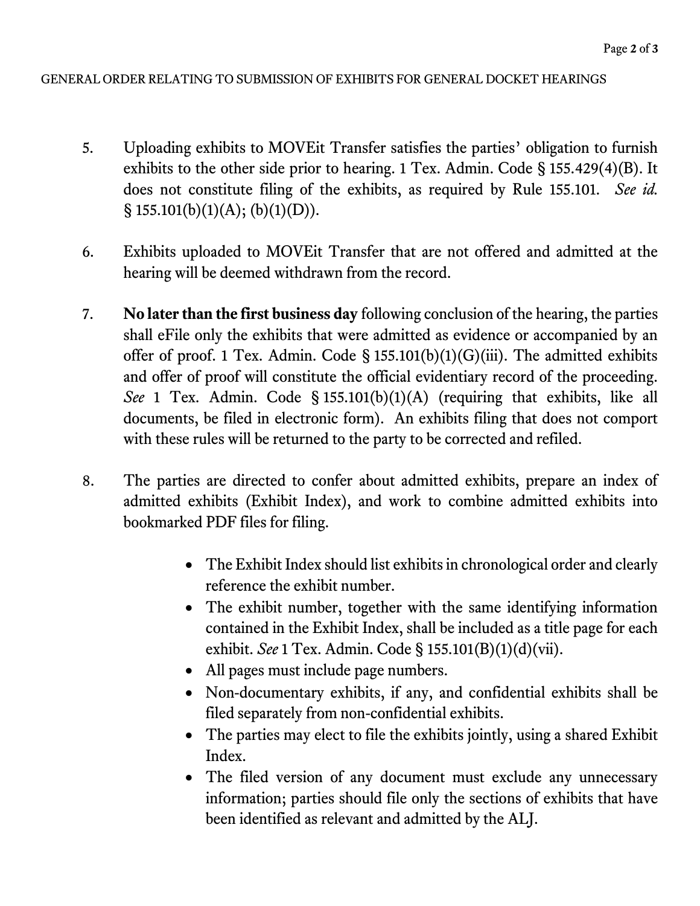5. Uploading exhibits to MOVEit Transfer satisfies the parties' obligation to furnish exhibits to the other side prior to hearing. 1 Tex. Admin. Code § 155.429(4)(B). It does not constitute filing of the exhibits, as required by Rule 155.101. *See id.* § 155.101(b)(1)(A); (b)(1)(D)).

6. Exhibits uploaded to MOVEit Transfer that are not offered and admitted at the hearing will be deemed withdrawn from the record.

7. **No later than the first business day** following conclusion of the hearing, the parties shall eFile only the exhibits that were admitted as evidence or accompanied by an offer of proof. 1 Tex. Admin. Code § 155.101(b)(1)(G)(iii). The admitted exhibits and offer of proof will constitute the official evidentiary record of the proceeding. *See* 1 Tex. Admin. Code § 155.101(b)(1)(A) (requiring that exhibits, like all documents, be filed in electronic form). An exhibits filing that does not comport with these rules will be returned to the party to be corrected and refiled.

8. The parties are directed to confer about admitted exhibits, prepare an index of admitted exhibits (Exhibit Index), and work to combine admitted exhibits into bookmarked PDF files for filing.

   - The Exhibit Index should list exhibits in chronological order and clearly reference the exhibit number.
   - The exhibit number, together with the same identifying information contained in the Exhibit Index, shall be included as a title page for each exhibit. *See* 1 Tex. Admin. Code § 155.101(B)(1)(d)(vii).
   - All pages must include page numbers.
   - Non-documentary exhibits, if any, and confidential exhibits shall be filed separately from non-confidential exhibits.
   - The parties may elect to file the exhibits jointly, using a shared Exhibit Index.
   - The filed version of any document must exclude any unnecessary information; parties should file only the sections of exhibits that have been identified as relevant and admitted by the ALJ.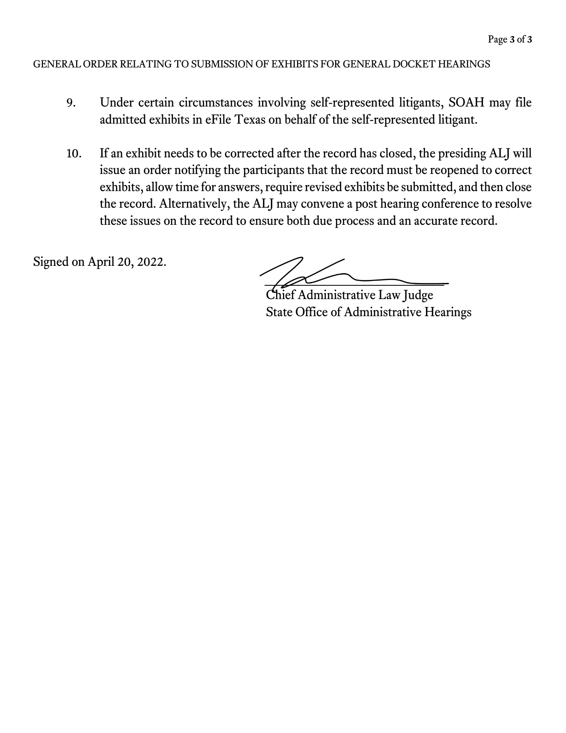9. Under certain circumstances involving self-represented litigants, SOAH may file admitted exhibits in eFile Texas on behalf of the self-represented litigant.

10. If an exhibit needs to be corrected after the record has closed, the presiding ALJ will issue an order notifying the participants that the record must be reopened to correct exhibits, allow time for answers, require revised exhibits be submitted, and then close the record. Alternatively, the ALJ may convene a post hearing conference to resolve these issues on the record to ensure both due process and an accurate record.

Signed on April 20, 2022.

Chief Administrative Law Judge
State Office of Administrative Hearings